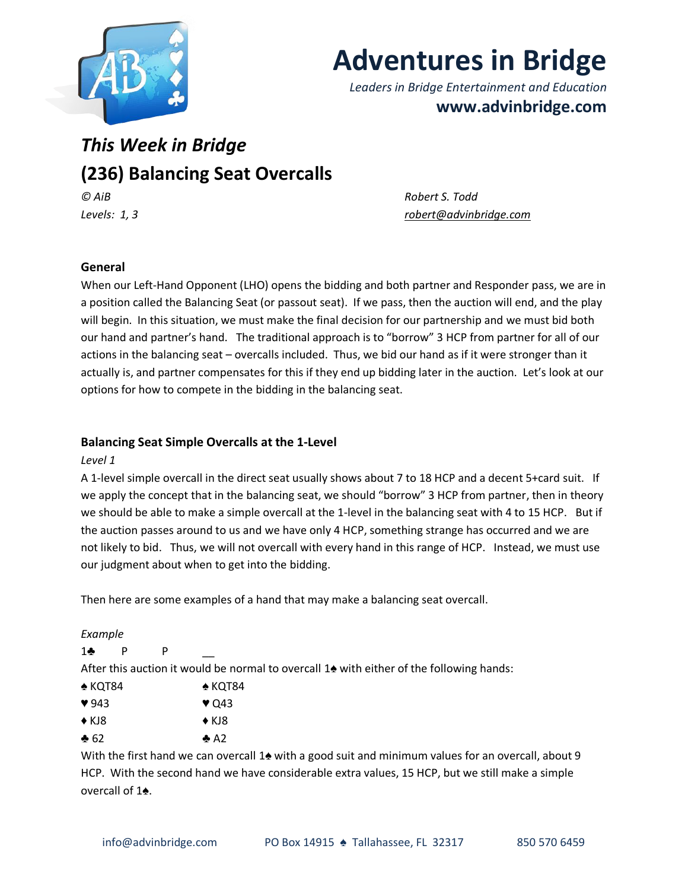# Adventures in Bridge

*Leaders in Bridge Entertainment and Education*

**www.advinbridge.com**

## *This Week in Bridge*

## (236) Balancing Seat Overcalls

*© AiB* *Robert S. Todd*

*Levels: 1, 3* *robert@advinbridge.com*

### General

When our Left-Hand Opponent (LHO) opens the bidding and both partner and Responder pass, we are in a position called the Balancing Seat (or passout seat). If we pass, then the auction will end, and the play will begin. In this situation, we must make the final decision for our partnership and we must bid both our hand and partner's hand. The traditional approach is to "borrow" 3 HCP from partner for all of our actions in the balancing seat – overcalls included. Thus, we bid our hand as if it were stronger than it actually is, and partner compensates for this if they end up bidding later in the auction. Let's look at our options for how to compete in the bidding in the balancing seat.

### Balancing Seat Simple Overcalls at the 1-Level

*Level 1*

A 1-level simple overcall in the direct seat usually shows about 7 to 18 HCP and a decent 5+card suit. If we apply the concept that in the balancing seat, we should "borrow" 3 HCP from partner, then in theory we should be able to make a simple overcall at the 1-level in the balancing seat with 4 to 15 HCP. But if the auction passes around to us and we have only 4 HCP, something strange has occurred and we are not likely to bid. Thus, we will not overcall with every hand in this range of HCP. Instead, we must use our judgment about when to get into the bidding.

Then here are some examples of a hand that may make a balancing seat overcall.

*Example*

1♣ P P __

After this auction it would be normal to overcall 1♠ with either of the following hands:

| | |
|---|---|
| ♠ KQT84 | ♠ KQT84 |
| ♥ 943 | ♥ Q43 |
| ♦ KJ8 | ♦ KJ8 |
| ♣ 62 | ♣ A2 |

With the first hand we can overcall 1♠ with a good suit and minimum values for an overcall, about 9 HCP. With the second hand we have considerable extra values, 15 HCP, but we still make a simple overcall of 1♠.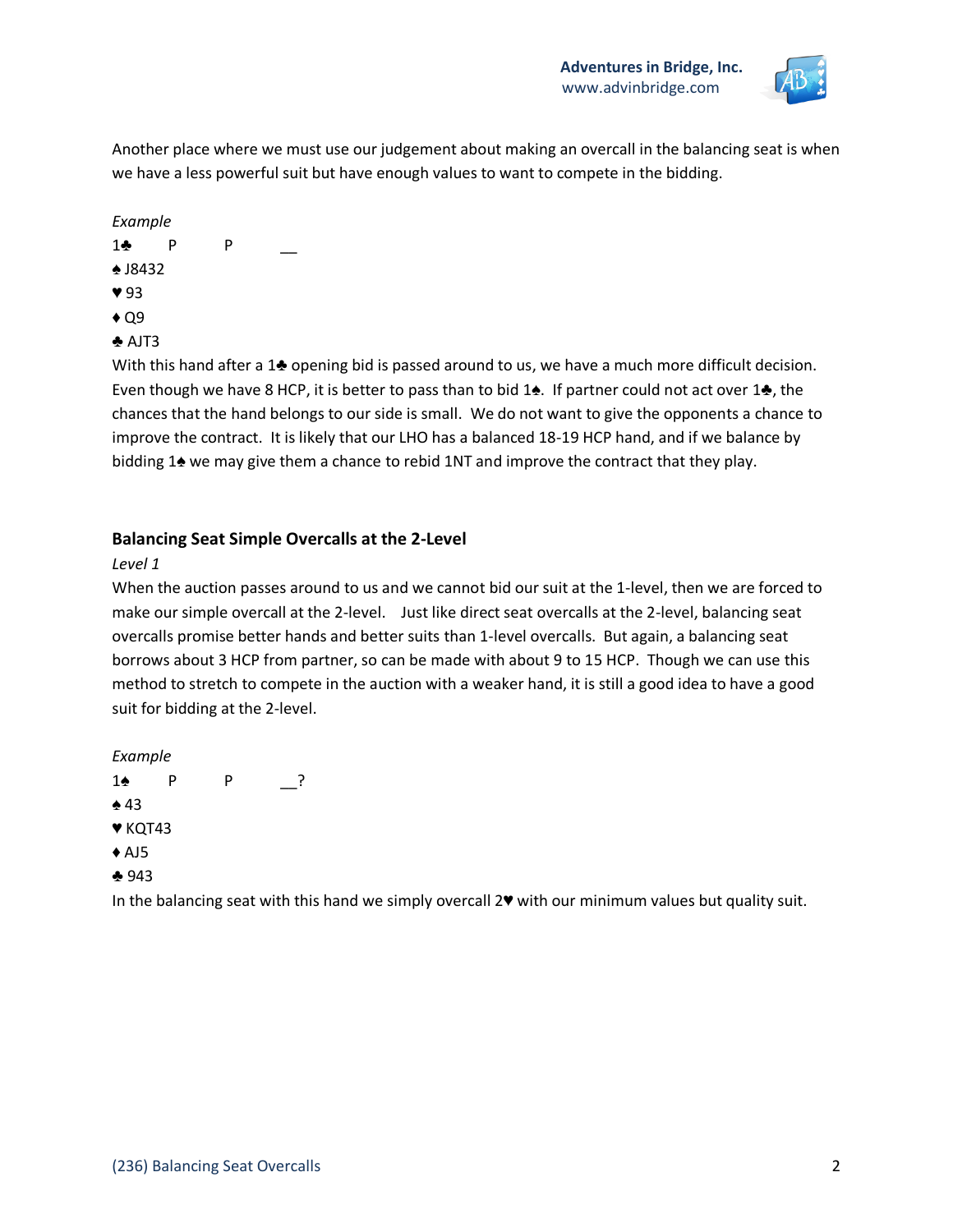Another place where we must use our judgement about making an overcall in the balancing seat is when we have a less powerful suit but have enough values to want to compete in the bidding.

*Example*

1♣ P P __

♠ J8432

♥ 93

♦ Q9

♣ AJT3

With this hand after a 1♣ opening bid is passed around to us, we have a much more difficult decision. Even though we have 8 HCP, it is better to pass than to bid 1♠. If partner could not act over 1♣, the chances that the hand belongs to our side is small. We do not want to give the opponents a chance to improve the contract. It is likely that our LHO has a balanced 18-19 HCP hand, and if we balance by bidding 1♠ we may give them a chance to rebid 1NT and improve the contract that they play.

## Balancing Seat Simple Overcalls at the 2-Level

*Level 1*

When the auction passes around to us and we cannot bid our suit at the 1-level, then we are forced to make our simple overcall at the 2-level. Just like direct seat overcalls at the 2-level, balancing seat overcalls promise better hands and better suits than 1-level overcalls. But again, a balancing seat borrows about 3 HCP from partner, so can be made with about 9 to 15 HCP. Though we can use this method to stretch to compete in the auction with a weaker hand, it is still a good idea to have a good suit for bidding at the 2-level.

*Example*

1♠ P P __?

♠ 43

♥ KQT43

♦ AJ5

♣ 943

In the balancing seat with this hand we simply overcall 2♥ with our minimum values but quality suit.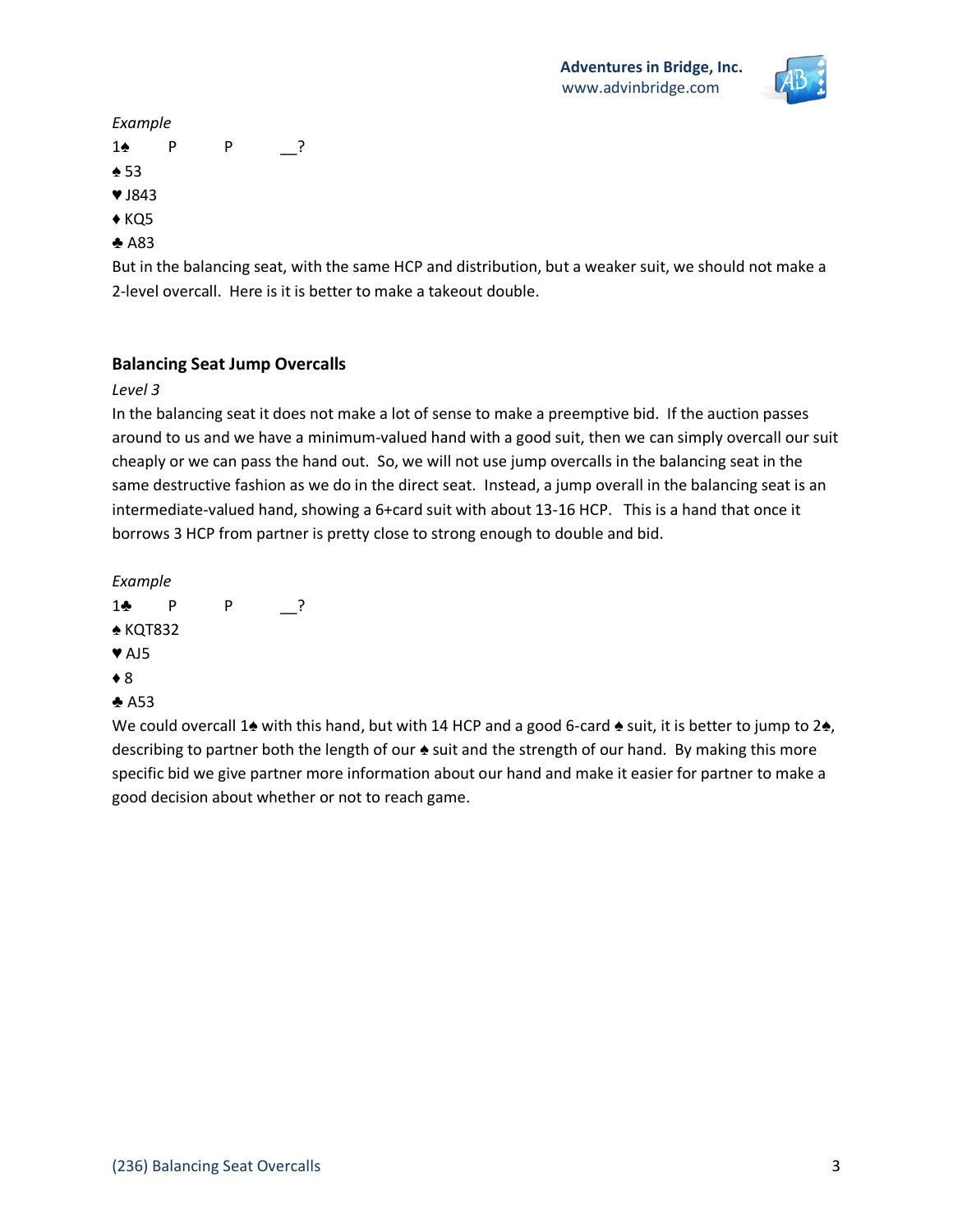*Example*

1♠ P P __?

♠ 53

♥ J843

♦ KQ5

♣ A83

But in the balancing seat, with the same HCP and distribution, but a weaker suit, we should not make a 2-level overcall. Here is it is better to make a takeout double.

### Balancing Seat Jump Overcalls

*Level 3*

In the balancing seat it does not make a lot of sense to make a preemptive bid. If the auction passes around to us and we have a minimum-valued hand with a good suit, then we can simply overcall our suit cheaply or we can pass the hand out. So, we will not use jump overcalls in the balancing seat in the same destructive fashion as we do in the direct seat. Instead, a jump overall in the balancing seat is an intermediate-valued hand, showing a 6+card suit with about 13-16 HCP. This is a hand that once it borrows 3 HCP from partner is pretty close to strong enough to double and bid.

*Example*

1♣ P P __?

♠ KQT832

♥ AJ5

♦ 8

♣ A53

We could overcall 1♠ with this hand, but with 14 HCP and a good 6-card ♠ suit, it is better to jump to 2♠, describing to partner both the length of our ♠ suit and the strength of our hand. By making this more specific bid we give partner more information about our hand and make it easier for partner to make a good decision about whether or not to reach game.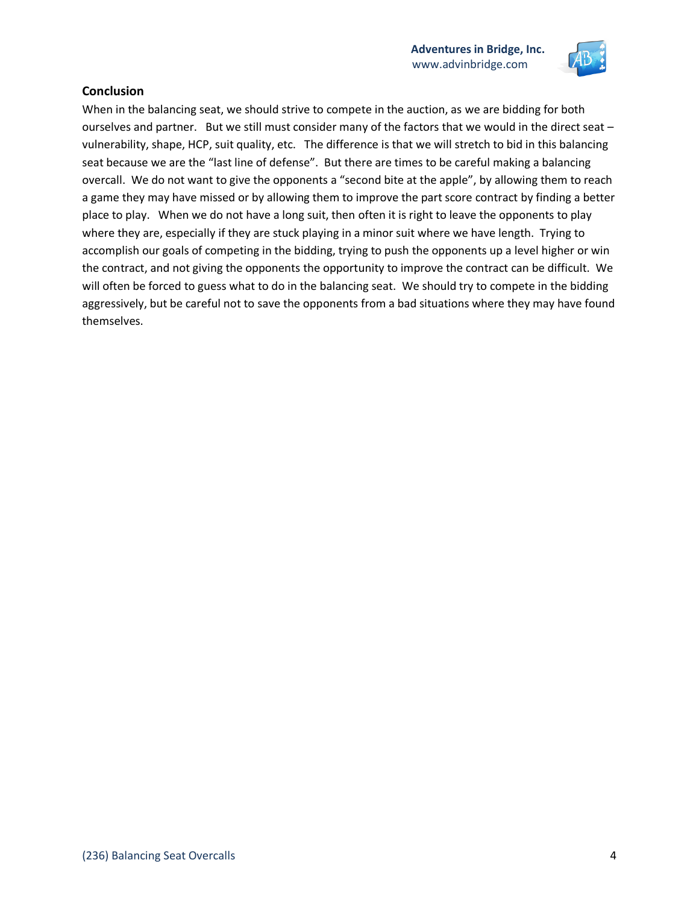## Conclusion

When in the balancing seat, we should strive to compete in the auction, as we are bidding for both ourselves and partner. But we still must consider many of the factors that we would in the direct seat – vulnerability, shape, HCP, suit quality, etc. The difference is that we will stretch to bid in this balancing seat because we are the "last line of defense". But there are times to be careful making a balancing overcall. We do not want to give the opponents a "second bite at the apple", by allowing them to reach a game they may have missed or by allowing them to improve the part score contract by finding a better place to play. When we do not have a long suit, then often it is right to leave the opponents to play where they are, especially if they are stuck playing in a minor suit where we have length. Trying to accomplish our goals of competing in the bidding, trying to push the opponents up a level higher or win the contract, and not giving the opponents the opportunity to improve the contract can be difficult. We will often be forced to guess what to do in the balancing seat. We should try to compete in the bidding aggressively, but be careful not to save the opponents from a bad situations where they may have found themselves.